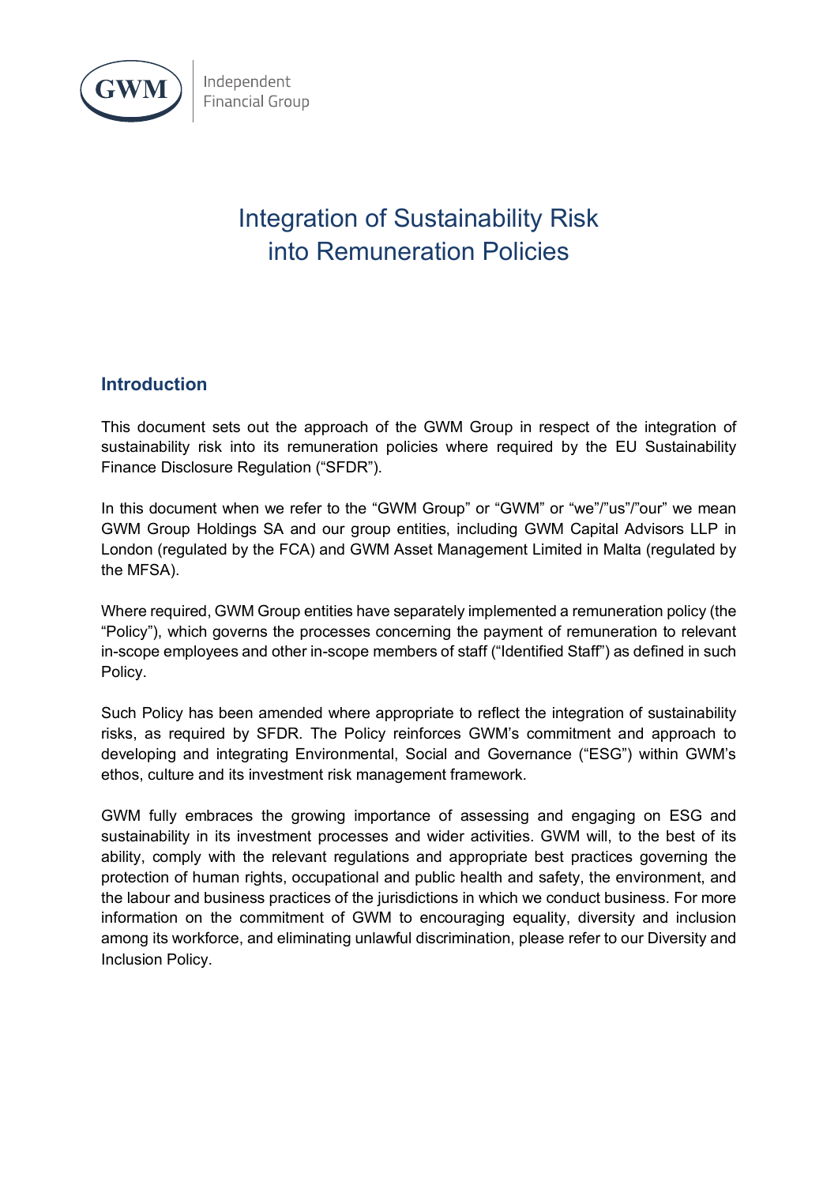# Integration of Sustainability Risk into Remuneration Policies

## Introduction

This document sets out the approach of the GWM Group in respect of the integration of sustainability risk into its remuneration policies where required by the EU Sustainability Finance Disclosure Regulation ("SFDR").

In this document when we refer to the "GWM Group" or "GWM" or "we"/"us"/"our" we mean GWM Group Holdings SA and our group entities, including GWM Capital Advisors LLP in London (regulated by the FCA) and GWM Asset Management Limited in Malta (regulated by the MFSA).

Where required, GWM Group entities have separately implemented a remuneration policy (the "Policy"), which governs the processes concerning the payment of remuneration to relevant in-scope employees and other in-scope members of staff ("Identified Staff") as defined in such Policy.

Such Policy has been amended where appropriate to reflect the integration of sustainability risks, as required by SFDR. The Policy reinforces GWM's commitment and approach to developing and integrating Environmental, Social and Governance ("ESG") within GWM's ethos, culture and its investment risk management framework.

GWM fully embraces the growing importance of assessing and engaging on ESG and sustainability in its investment processes and wider activities. GWM will, to the best of its ability, comply with the relevant regulations and appropriate best practices governing the protection of human rights, occupational and public health and safety, the environment, and the labour and business practices of the jurisdictions in which we conduct business. For more information on the commitment of GWM to encouraging equality, diversity and inclusion among its workforce, and eliminating unlawful discrimination, please refer to our Diversity and Inclusion Policy.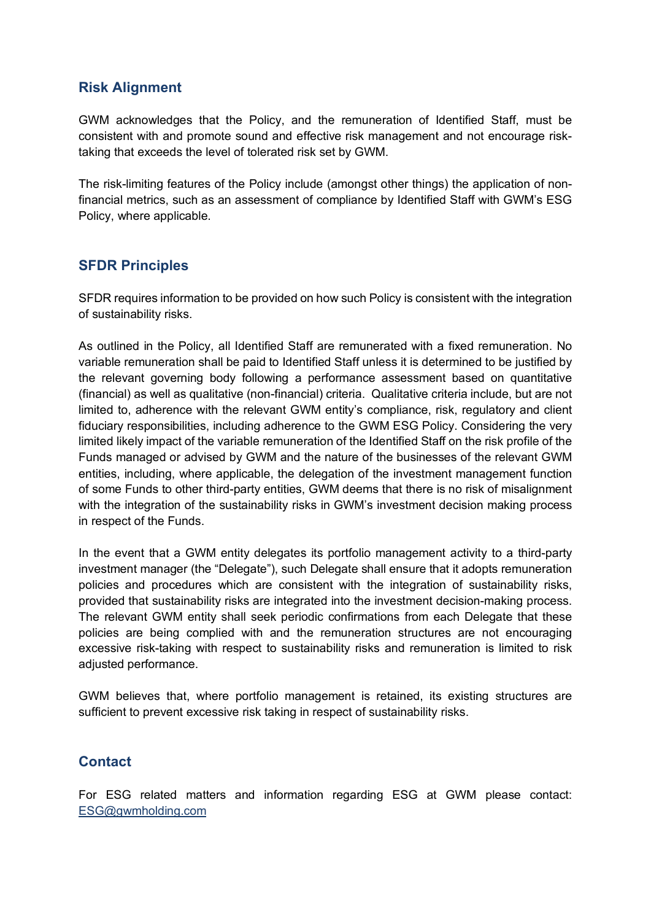## Risk Alignment

GWM acknowledges that the Policy, and the remuneration of Identified Staff, must be consistent with and promote sound and effective risk management and not encourage risk-taking that exceeds the level of tolerated risk set by GWM.

The risk-limiting features of the Policy include (amongst other things) the application of non-financial metrics, such as an assessment of compliance by Identified Staff with GWM's ESG Policy, where applicable.

## SFDR Principles

SFDR requires information to be provided on how such Policy is consistent with the integration of sustainability risks.

As outlined in the Policy, all Identified Staff are remunerated with a fixed remuneration. No variable remuneration shall be paid to Identified Staff unless it is determined to be justified by the relevant governing body following a performance assessment based on quantitative (financial) as well as qualitative (non-financial) criteria. Qualitative criteria include, but are not limited to, adherence with the relevant GWM entity's compliance, risk, regulatory and client fiduciary responsibilities, including adherence to the GWM ESG Policy. Considering the very limited likely impact of the variable remuneration of the Identified Staff on the risk profile of the Funds managed or advised by GWM and the nature of the businesses of the relevant GWM entities, including, where applicable, the delegation of the investment management function of some Funds to other third-party entities, GWM deems that there is no risk of misalignment with the integration of the sustainability risks in GWM's investment decision making process in respect of the Funds.

In the event that a GWM entity delegates its portfolio management activity to a third-party investment manager (the "Delegate"), such Delegate shall ensure that it adopts remuneration policies and procedures which are consistent with the integration of sustainability risks, provided that sustainability risks are integrated into the investment decision-making process. The relevant GWM entity shall seek periodic confirmations from each Delegate that these policies are being complied with and the remuneration structures are not encouraging excessive risk-taking with respect to sustainability risks and remuneration is limited to risk adjusted performance.

GWM believes that, where portfolio management is retained, its existing structures are sufficient to prevent excessive risk taking in respect of sustainability risks.

## Contact

For ESG related matters and information regarding ESG at GWM please contact: ESG@gwmholding.com